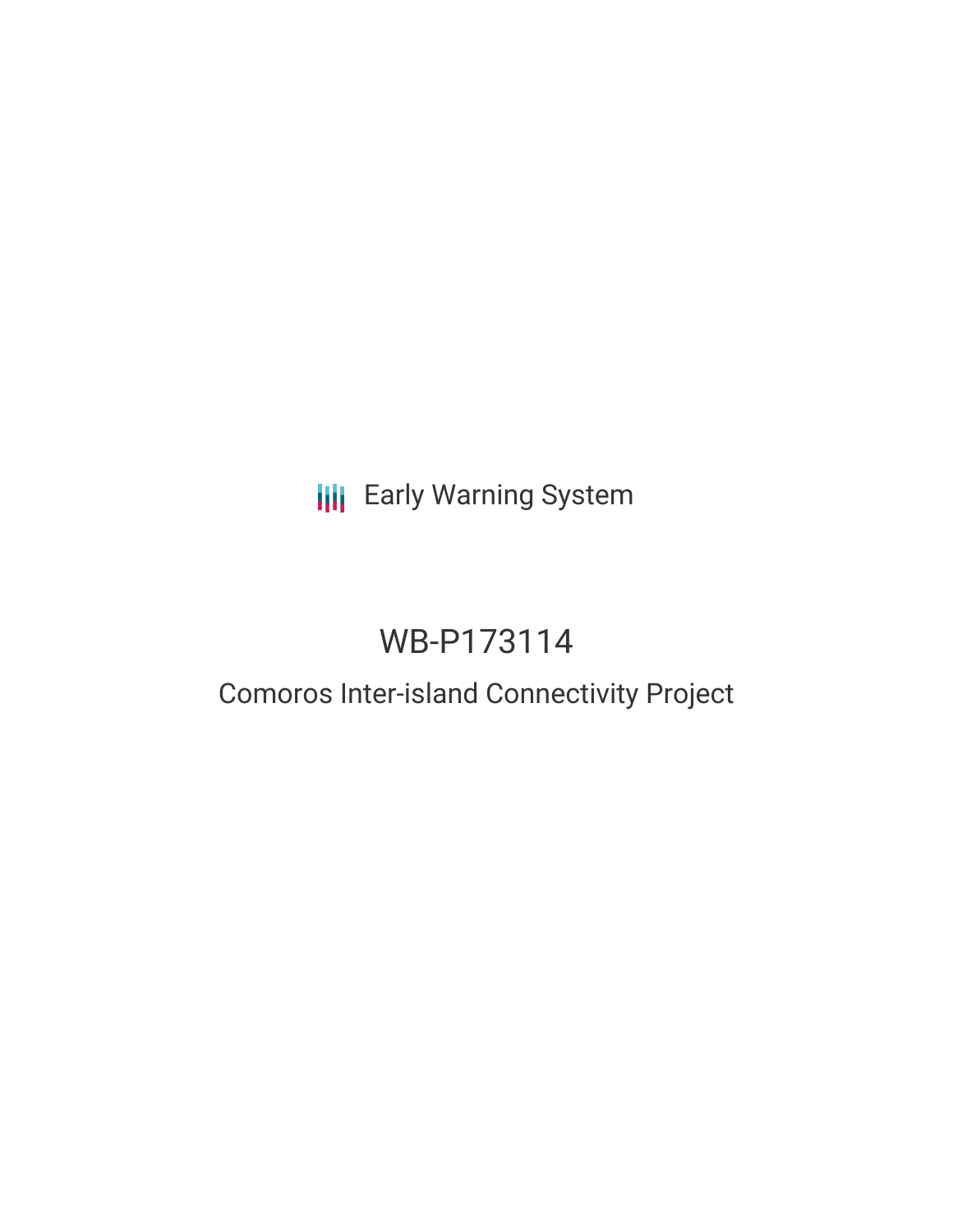Early Warning System

# WB-P173114

## Comoros Inter-island Connectivity Project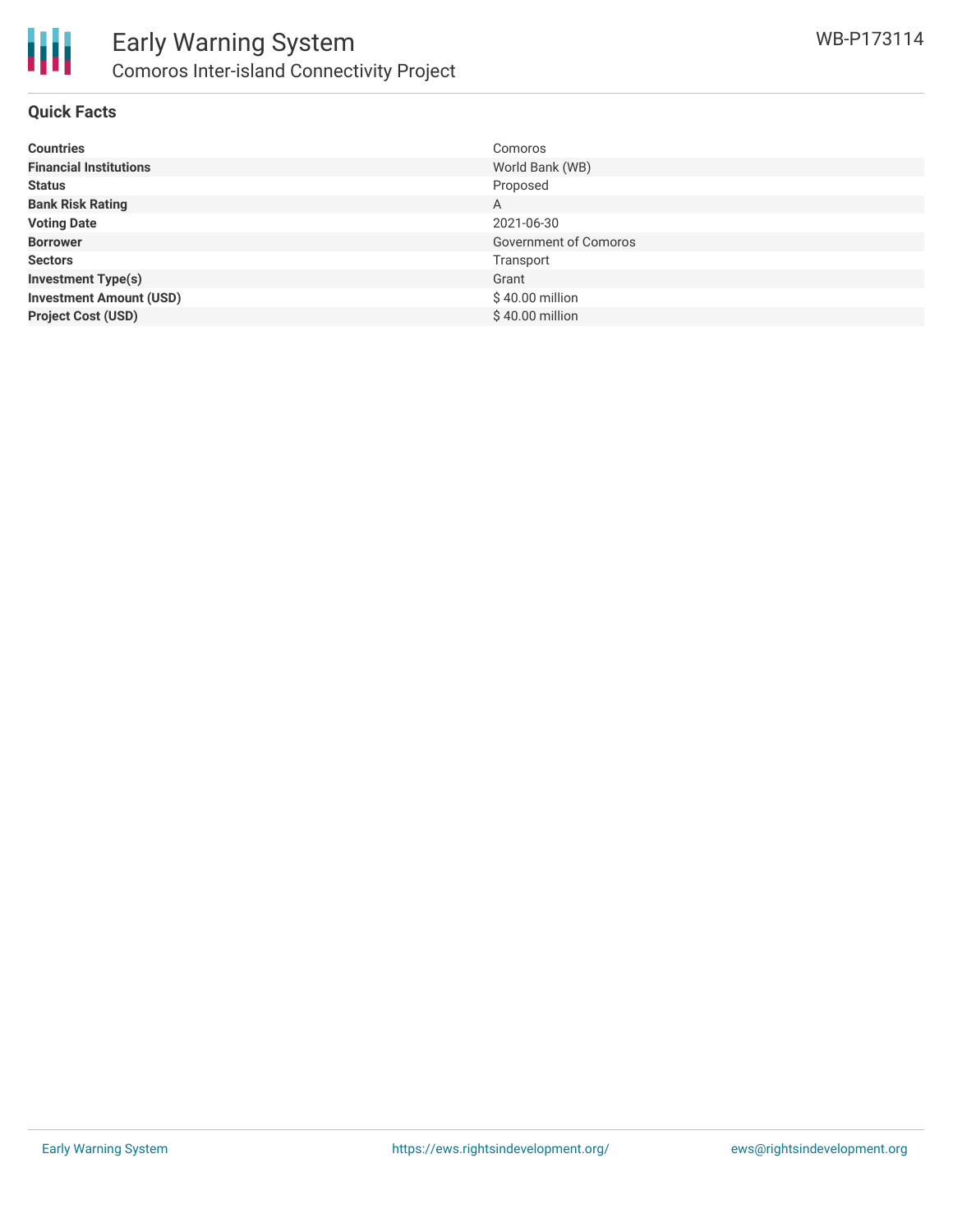## Quick Facts

| | |
|---|---|
| **Countries** | Comoros |
| **Financial Institutions** | World Bank (WB) |
| **Status** | Proposed |
| **Bank Risk Rating** | A |
| **Voting Date** | 2021-06-30 |
| **Borrower** | Government of Comoros |
| **Sectors** | Transport |
| **Investment Type(s)** | Grant |
| **Investment Amount (USD)** | $ 40.00 million |
| **Project Cost (USD)** | $ 40.00 million |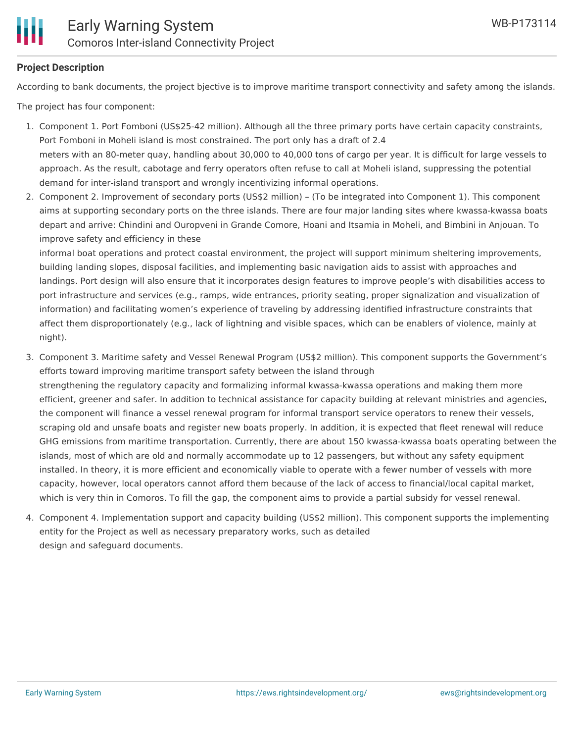**Project Description**

According to bank documents, the project bjective is to improve maritime transport connectivity and safety among the islands.

The project has four component:

1. Component 1. Port Fomboni (US$25-42 million). Although all the three primary ports have certain capacity constraints, Port Fomboni in Moheli island is most constrained. The port only has a draft of 2.4 meters with an 80-meter quay, handling about 30,000 to 40,000 tons of cargo per year. It is difficult for large vessels to approach. As the result, cabotage and ferry operators often refuse to call at Moheli island, suppressing the potential demand for inter-island transport and wrongly incentivizing informal operations.
2. Component 2. Improvement of secondary ports (US$2 million) – (To be integrated into Component 1). This component aims at supporting secondary ports on the three islands. There are four major landing sites where kwassa-kwassa boats depart and arrive: Chindini and Ouropveni in Grande Comore, Hoani and Itsamia in Moheli, and Bimbini in Anjouan. To improve safety and efficiency in these informal boat operations and protect coastal environment, the project will support minimum sheltering improvements, building landing slopes, disposal facilities, and implementing basic navigation aids to assist with approaches and landings. Port design will also ensure that it incorporates design features to improve people's with disabilities access to port infrastructure and services (e.g., ramps, wide entrances, priority seating, proper signalization and visualization of information) and facilitating women's experience of traveling by addressing identified infrastructure constraints that affect them disproportionately (e.g., lack of lightning and visible spaces, which can be enablers of violence, mainly at night).
3. Component 3. Maritime safety and Vessel Renewal Program (US$2 million). This component supports the Government's efforts toward improving maritime transport safety between the island through strengthening the regulatory capacity and formalizing informal kwassa-kwassa operations and making them more efficient, greener and safer. In addition to technical assistance for capacity building at relevant ministries and agencies, the component will finance a vessel renewal program for informal transport service operators to renew their vessels, scraping old and unsafe boats and register new boats properly. In addition, it is expected that fleet renewal will reduce GHG emissions from maritime transportation. Currently, there are about 150 kwassa-kwassa boats operating between the islands, most of which are old and normally accommodate up to 12 passengers, but without any safety equipment installed. In theory, it is more efficient and economically viable to operate with a fewer number of vessels with more capacity, however, local operators cannot afford them because of the lack of access to financial/local capital market, which is very thin in Comoros. To fill the gap, the component aims to provide a partial subsidy for vessel renewal.
4. Component 4. Implementation support and capacity building (US$2 million). This component supports the implementing entity for the Project as well as necessary preparatory works, such as detailed design and safeguard documents.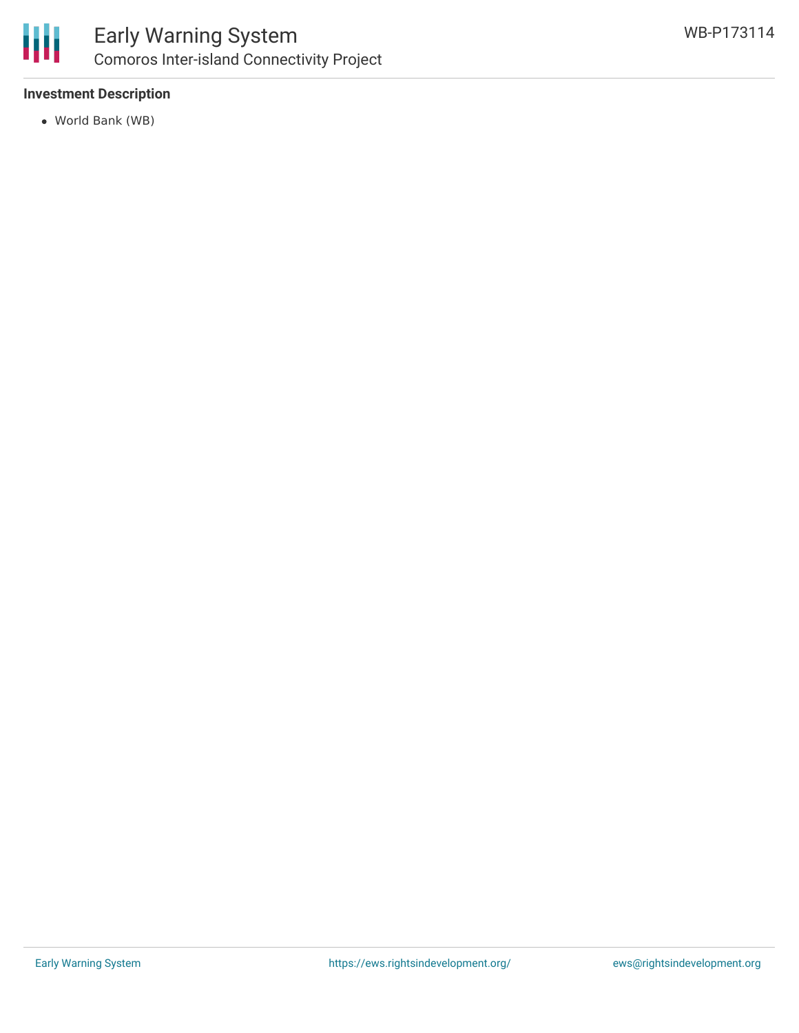**Investment Description**

- World Bank (WB)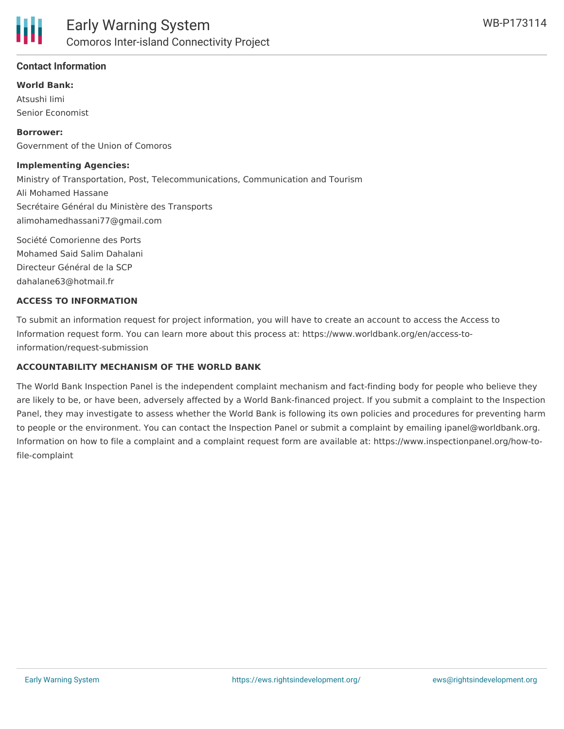## Contact Information

**World Bank:**

Atsushi Iimi
Senior Economist

**Borrower:**

Government of the Union of Comoros

**Implementing Agencies:**

Ministry of Transportation, Post, Telecommunications, Communication and Tourism
Ali Mohamed Hassane
Secrétaire Général du Ministère des Transports
alimohamedhassani77@gmail.com

Société Comorienne des Ports
Mohamed Said Salim Dahalani
Directeur Général de la SCP
dahalane63@hotmail.fr

**ACCESS TO INFORMATION**

To submit an information request for project information, you will have to create an account to access the Access to Information request form. You can learn more about this process at: https://www.worldbank.org/en/access-to-information/request-submission

**ACCOUNTABILITY MECHANISM OF THE WORLD BANK**

The World Bank Inspection Panel is the independent complaint mechanism and fact-finding body for people who believe they are likely to be, or have been, adversely affected by a World Bank-financed project. If you submit a complaint to the Inspection Panel, they may investigate to assess whether the World Bank is following its own policies and procedures for preventing harm to people or the environment. You can contact the Inspection Panel or submit a complaint by emailing ipanel@worldbank.org. Information on how to file a complaint and a complaint request form are available at: https://www.inspectionpanel.org/how-to-file-complaint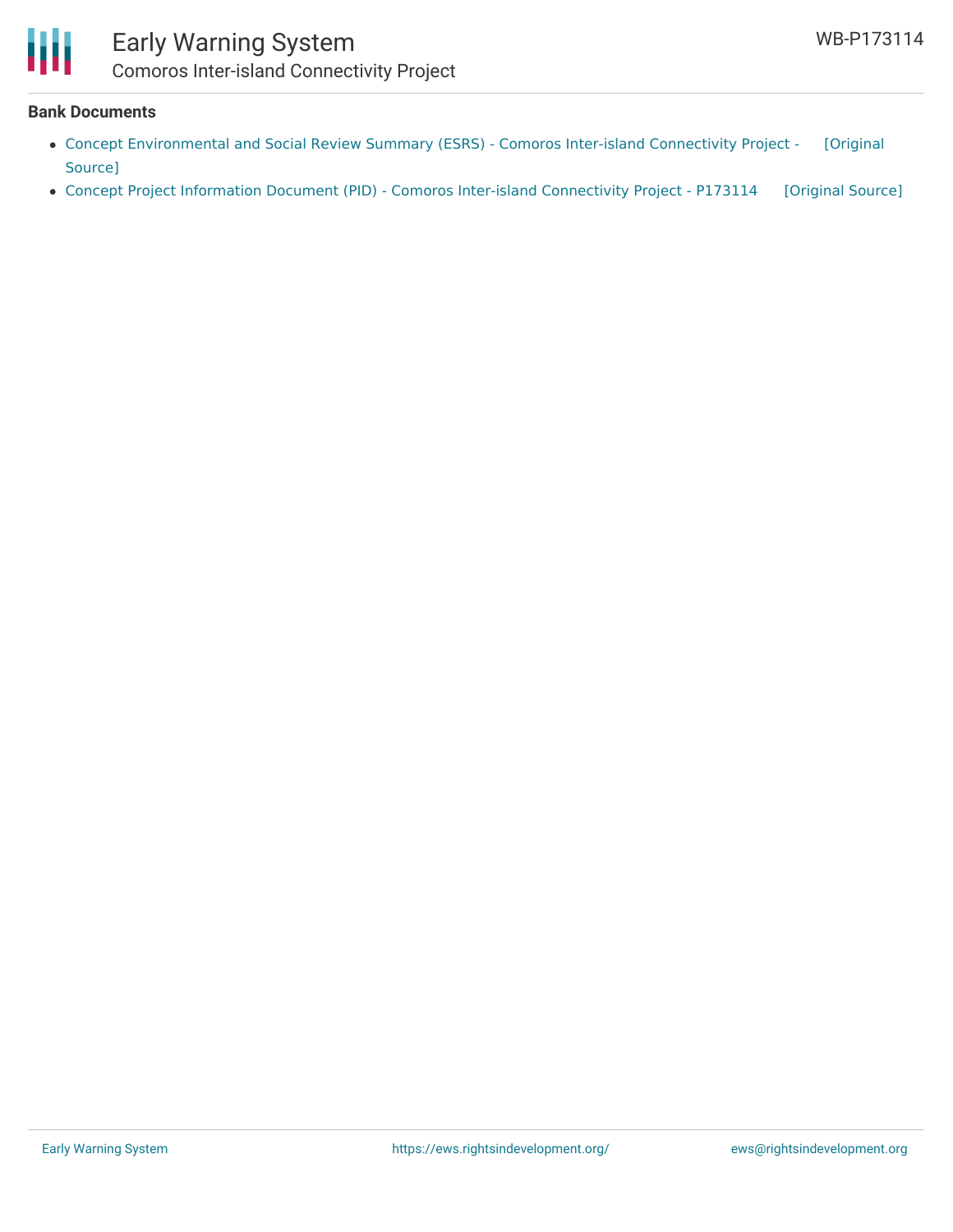**Bank Documents**

- Concept Environmental and Social Review Summary (ESRS) - Comoros Inter-island Connectivity Project - [Original Source]
- Concept Project Information Document (PID) - Comoros Inter-island Connectivity Project - P173114 [Original Source]